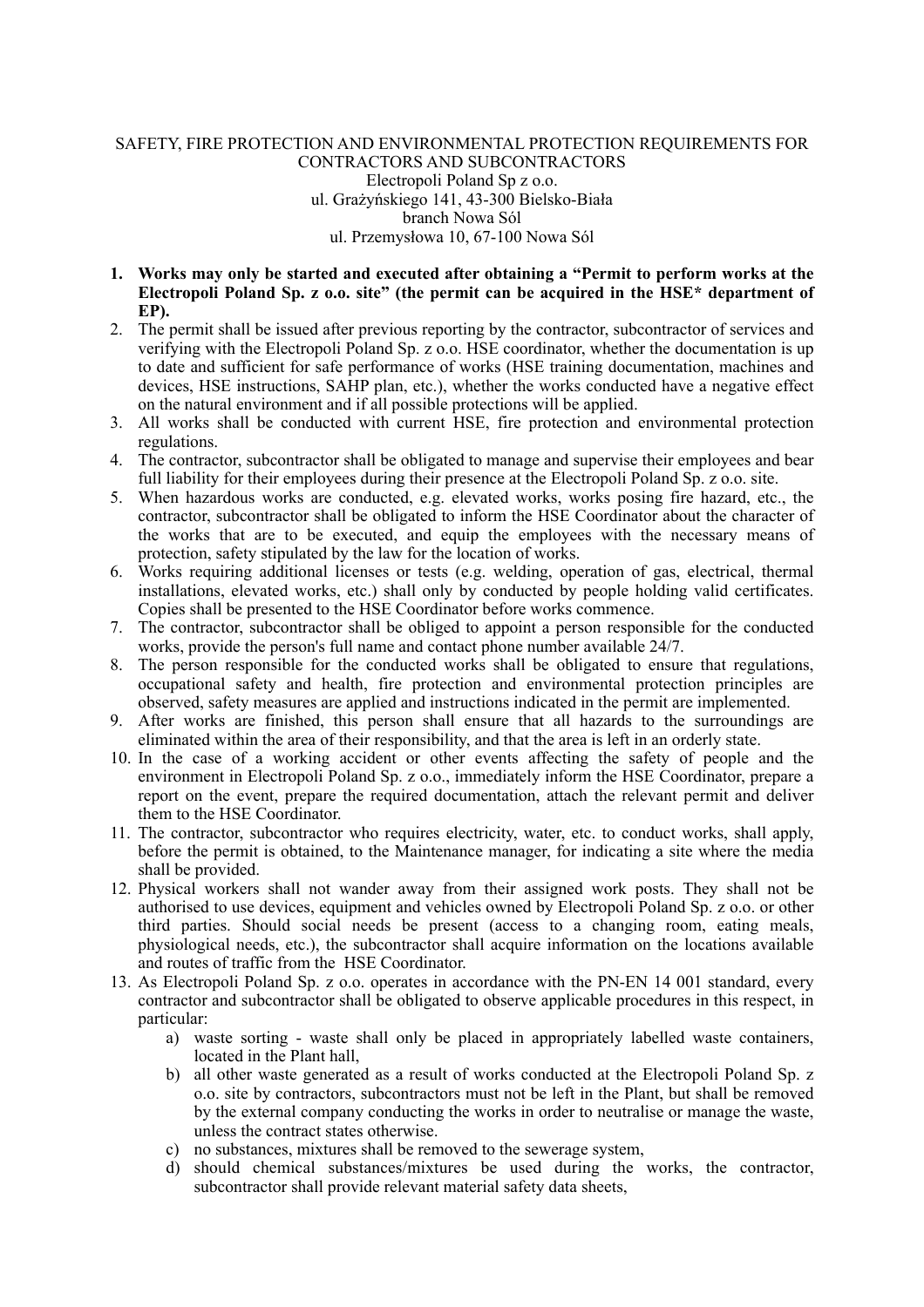SAFETY, FIRE PROTECTION AND ENVIRONMENTAL PROTECTION REQUIREMENTS FOR CONTRACTORS AND SUBCONTRACTORS
Electropoli Poland Sp z o.o.
ul. Grażyńskiego 141, 43-300 Bielsko-Biała
branch Nowa Sól
ul. Przemysłowa 10, 67-100 Nowa Sól

1. **Works may only be started and executed after obtaining a "Permit to perform works at the Electropoli Poland Sp. z o.o. site" (the permit can be acquired in the HSE* department of EP).**
2. The permit shall be issued after previous reporting by the contractor, subcontractor of services and verifying with the Electropoli Poland Sp. z o.o. HSE coordinator, whether the documentation is up to date and sufficient for safe performance of works (HSE training documentation, machines and devices, HSE instructions, SAHP plan, etc.), whether the works conducted have a negative effect on the natural environment and if all possible protections will be applied.
3. All works shall be conducted with current HSE, fire protection and environmental protection regulations.
4. The contractor, subcontractor shall be obligated to manage and supervise their employees and bear full liability for their employees during their presence at the Electropoli Poland Sp. z o.o. site.
5. When hazardous works are conducted, e.g. elevated works, works posing fire hazard, etc., the contractor, subcontractor shall be obligated to inform the HSE Coordinator about the character of the works that are to be executed, and equip the employees with the necessary means of protection, safety stipulated by the law for the location of works.
6. Works requiring additional licenses or tests (e.g. welding, operation of gas, electrical, thermal installations, elevated works, etc.) shall only by conducted by people holding valid certificates. Copies shall be presented to the HSE Coordinator before works commence.
7. The contractor, subcontractor shall be obliged to appoint a person responsible for the conducted works, provide the person's full name and contact phone number available 24/7.
8. The person responsible for the conducted works shall be obligated to ensure that regulations, occupational safety and health, fire protection and environmental protection principles are observed, safety measures are applied and instructions indicated in the permit are implemented.
9. After works are finished, this person shall ensure that all hazards to the surroundings are eliminated within the area of their responsibility, and that the area is left in an orderly state.
10. In the case of a working accident or other events affecting the safety of people and the environment in Electropoli Poland Sp. z o.o., immediately inform the HSE Coordinator, prepare a report on the event, prepare the required documentation, attach the relevant permit and deliver them to the HSE Coordinator.
11. The contractor, subcontractor who requires electricity, water, etc. to conduct works, shall apply, before the permit is obtained, to the Maintenance manager, for indicating a site where the media shall be provided.
12. Physical workers shall not wander away from their assigned work posts. They shall not be authorised to use devices, equipment and vehicles owned by Electropoli Poland Sp. z o.o. or other third parties. Should social needs be present (access to a changing room, eating meals, physiological needs, etc.), the subcontractor shall acquire information on the locations available and routes of traffic from the HSE Coordinator.
13. As Electropoli Poland Sp. z o.o. operates in accordance with the PN-EN 14 001 standard, every contractor and subcontractor shall be obligated to observe applicable procedures in this respect, in particular:
    a) waste sorting - waste shall only be placed in appropriately labelled waste containers, located in the Plant hall,
    b) all other waste generated as a result of works conducted at the Electropoli Poland Sp. z o.o. site by contractors, subcontractors must not be left in the Plant, but shall be removed by the external company conducting the works in order to neutralise or manage the waste, unless the contract states otherwise.
    c) no substances, mixtures shall be removed to the sewerage system,
    d) should chemical substances/mixtures be used during the works, the contractor, subcontractor shall provide relevant material safety data sheets,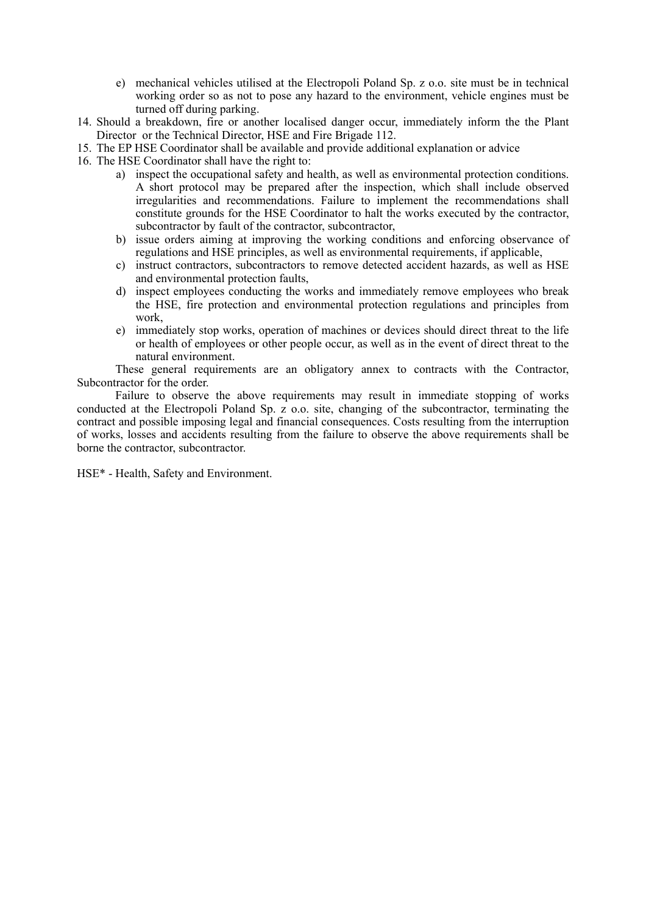e) mechanical vehicles utilised at the Electropoli Poland Sp. z o.o. site must be in technical working order so as not to pose any hazard to the environment, vehicle engines must be turned off during parking.

14. Should a breakdown, fire or another localised danger occur, immediately inform the the Plant Director or the Technical Director, HSE and Fire Brigade 112.
15. The EP HSE Coordinator shall be available and provide additional explanation or advice
16. The HSE Coordinator shall have the right to:
    a) inspect the occupational safety and health, as well as environmental protection conditions. A short protocol may be prepared after the inspection, which shall include observed irregularities and recommendations. Failure to implement the recommendations shall constitute grounds for the HSE Coordinator to halt the works executed by the contractor, subcontractor by fault of the contractor, subcontractor,
    b) issue orders aiming at improving the working conditions and enforcing observance of regulations and HSE principles, as well as environmental requirements, if applicable,
    c) instruct contractors, subcontractors to remove detected accident hazards, as well as HSE and environmental protection faults,
    d) inspect employees conducting the works and immediately remove employees who break the HSE, fire protection and environmental protection regulations and principles from work,
    e) immediately stop works, operation of machines or devices should direct threat to the life or health of employees or other people occur, as well as in the event of direct threat to the natural environment.

These general requirements are an obligatory annex to contracts with the Contractor, Subcontractor for the order.

Failure to observe the above requirements may result in immediate stopping of works conducted at the Electropoli Poland Sp. z o.o. site, changing of the subcontractor, terminating the contract and possible imposing legal and financial consequences. Costs resulting from the interruption of works, losses and accidents resulting from the failure to observe the above requirements shall be borne the contractor, subcontractor.

HSE* - Health, Safety and Environment.